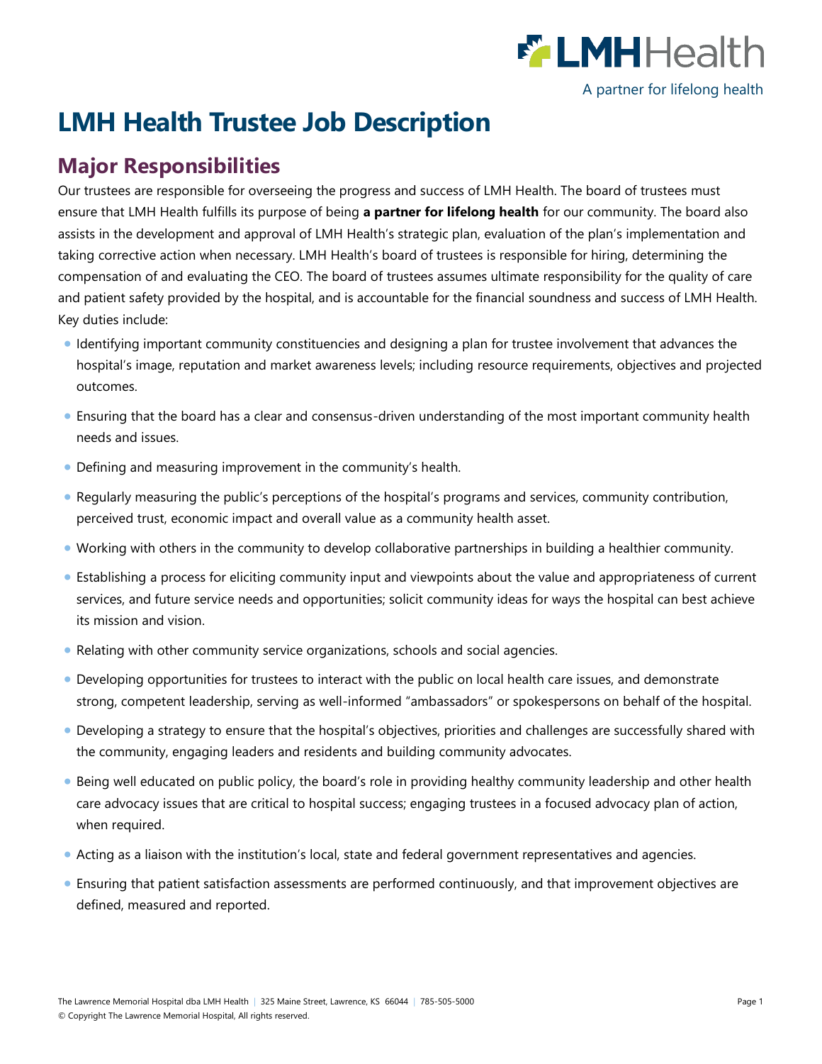LMH Health

A partner for lifelong health

# LMH Health Trustee Job Description

## Major Responsibilities

Our trustees are responsible for overseeing the progress and success of LMH Health. The board of trustees must ensure that LMH Health fulfills its purpose of being **a partner for lifelong health** for our community. The board also assists in the development and approval of LMH Health's strategic plan, evaluation of the plan's implementation and taking corrective action when necessary. LMH Health's board of trustees is responsible for hiring, determining the compensation of and evaluating the CEO. The board of trustees assumes ultimate responsibility for the quality of care and patient safety provided by the hospital, and is accountable for the financial soundness and success of LMH Health. Key duties include:

- Identifying important community constituencies and designing a plan for trustee involvement that advances the hospital's image, reputation and market awareness levels; including resource requirements, objectives and projected outcomes.
- Ensuring that the board has a clear and consensus-driven understanding of the most important community health needs and issues.
- Defining and measuring improvement in the community's health.
- Regularly measuring the public's perceptions of the hospital's programs and services, community contribution, perceived trust, economic impact and overall value as a community health asset.
- Working with others in the community to develop collaborative partnerships in building a healthier community.
- Establishing a process for eliciting community input and viewpoints about the value and appropriateness of current services, and future service needs and opportunities; solicit community ideas for ways the hospital can best achieve its mission and vision.
- Relating with other community service organizations, schools and social agencies.
- Developing opportunities for trustees to interact with the public on local health care issues, and demonstrate strong, competent leadership, serving as well-informed "ambassadors" or spokespersons on behalf of the hospital.
- Developing a strategy to ensure that the hospital's objectives, priorities and challenges are successfully shared with the community, engaging leaders and residents and building community advocates.
- Being well educated on public policy, the board's role in providing healthy community leadership and other health care advocacy issues that are critical to hospital success; engaging trustees in a focused advocacy plan of action, when required.
- Acting as a liaison with the institution's local, state and federal government representatives and agencies.
- Ensuring that patient satisfaction assessments are performed continuously, and that improvement objectives are defined, measured and reported.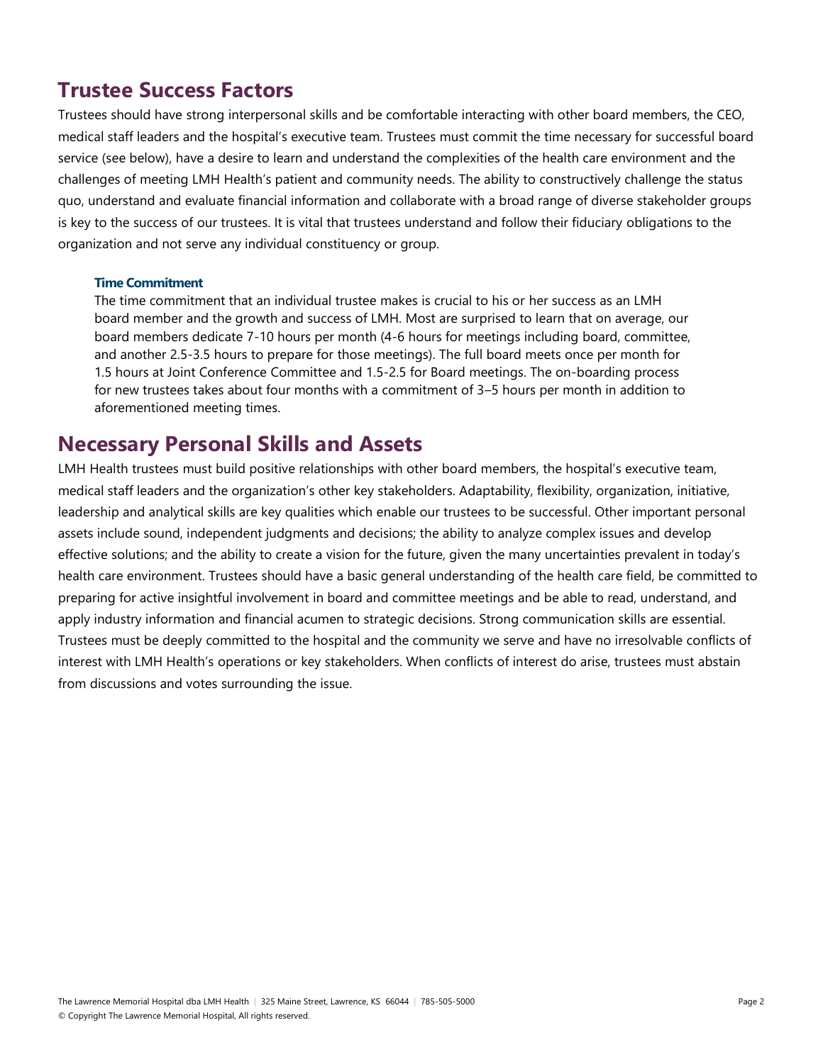## Trustee Success Factors

Trustees should have strong interpersonal skills and be comfortable interacting with other board members, the CEO, medical staff leaders and the hospital's executive team. Trustees must commit the time necessary for successful board service (see below), have a desire to learn and understand the complexities of the health care environment and the challenges of meeting LMH Health's patient and community needs. The ability to constructively challenge the status quo, understand and evaluate financial information and collaborate with a broad range of diverse stakeholder groups is key to the success of our trustees. It is vital that trustees understand and follow their fiduciary obligations to the organization and not serve any individual constituency or group.

### Time Commitment

The time commitment that an individual trustee makes is crucial to his or her success as an LMH board member and the growth and success of LMH. Most are surprised to learn that on average, our board members dedicate 7-10 hours per month (4-6 hours for meetings including board, committee, and another 2.5-3.5 hours to prepare for those meetings). The full board meets once per month for 1.5 hours at Joint Conference Committee and 1.5-2.5 for Board meetings. The on-boarding process for new trustees takes about four months with a commitment of 3–5 hours per month in addition to aforementioned meeting times.

## Necessary Personal Skills and Assets

LMH Health trustees must build positive relationships with other board members, the hospital's executive team, medical staff leaders and the organization's other key stakeholders. Adaptability, flexibility, organization, initiative, leadership and analytical skills are key qualities which enable our trustees to be successful. Other important personal assets include sound, independent judgments and decisions; the ability to analyze complex issues and develop effective solutions; and the ability to create a vision for the future, given the many uncertainties prevalent in today's health care environment. Trustees should have a basic general understanding of the health care field, be committed to preparing for active insightful involvement in board and committee meetings and be able to read, understand, and apply industry information and financial acumen to strategic decisions. Strong communication skills are essential. Trustees must be deeply committed to the hospital and the community we serve and have no irresolvable conflicts of interest with LMH Health's operations or key stakeholders. When conflicts of interest do arise, trustees must abstain from discussions and votes surrounding the issue.